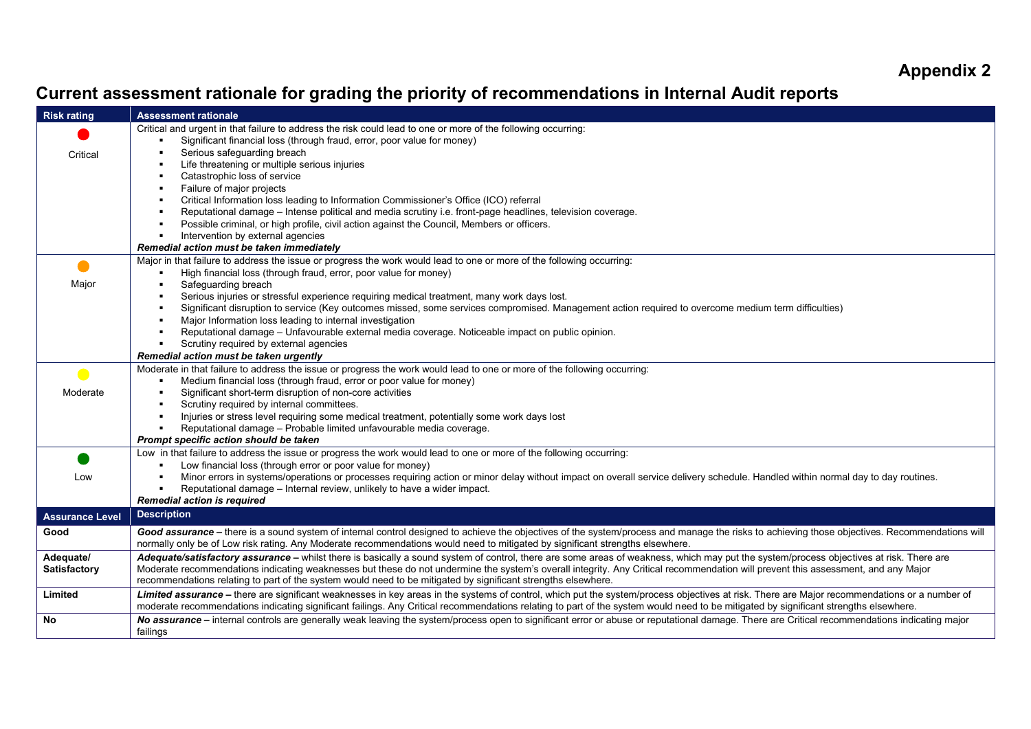# Appendix 2

## Current assessment rationale for grading the priority of recommendations in Internal Audit reports

| Risk rating | Assessment rationale |
|---|---|
| Critical | Critical and urgent in that failure to address the risk could lead to one or more of the following occurring:<br>▪ Significant financial loss (through fraud, error, poor value for money)<br>▪ Serious safeguarding breach<br>▪ Life threatening or multiple serious injuries<br>▪ Catastrophic loss of service<br>▪ Failure of major projects<br>▪ Critical Information loss leading to Information Commissioner's Office (ICO) referral<br>▪ Reputational damage – Intense political and media scrutiny i.e. front-page headlines, television coverage.<br>▪ Possible criminal, or high profile, civil action against the Council, Members or officers.<br>▪ Intervention by external agencies<br>***Remedial action must be taken immediately*** |
| Major | Major in that failure to address the issue or progress the work would lead to one or more of the following occurring:<br>▪ High financial loss (through fraud, error, poor value for money)<br>▪ Safeguarding breach<br>▪ Serious injuries or stressful experience requiring medical treatment, many work days lost.<br>▪ Significant disruption to service (Key outcomes missed, some services compromised. Management action required to overcome medium term difficulties)<br>▪ Major Information loss leading to internal investigation<br>▪ Reputational damage – Unfavourable external media coverage. Noticeable impact on public opinion.<br>▪ Scrutiny required by external agencies<br>***Remedial action must be taken urgently*** |
| Moderate | Moderate in that failure to address the issue or progress the work would lead to one or more of the following occurring:<br>▪ Medium financial loss (through fraud, error or poor value for money)<br>▪ Significant short-term disruption of non-core activities<br>▪ Scrutiny required by internal committees.<br>▪ Injuries or stress level requiring some medical treatment, potentially some work days lost<br>▪ Reputational damage – Probable limited unfavourable media coverage.<br>***Prompt specific action should be taken*** |
| Low | Low in that failure to address the issue or progress the work would lead to one or more of the following occurring:<br>▪ Low financial loss (through error or poor value for money)<br>▪ Minor errors in systems/operations or processes requiring action or minor delay without impact on overall service delivery schedule. Handled within normal day to day routines.<br>▪ Reputational damage – Internal review, unlikely to have a wider impact.<br>***Remedial action is required*** |
| **Assurance Level** | **Description** |
| **Good** | ***Good assurance –*** there is a sound system of internal control designed to achieve the objectives of the system/process and manage the risks to achieving those objectives. Recommendations will normally only be of Low risk rating. Any Moderate recommendations would need to mitigated by significant strengths elsewhere. |
| **Adequate/ Satisfactory** | ***Adequate/satisfactory assurance –*** whilst there is basically a sound system of control, there are some areas of weakness, which may put the system/process objectives at risk. There are Moderate recommendations indicating weaknesses but these do not undermine the system's overall integrity. Any Critical recommendation will prevent this assessment, and any Major recommendations relating to part of the system would need to be mitigated by significant strengths elsewhere. |
| **Limited** | ***Limited assurance –*** there are significant weaknesses in key areas in the systems of control, which put the system/process objectives at risk. There are Major recommendations or a number of moderate recommendations indicating significant failings. Any Critical recommendations relating to part of the system would need to be mitigated by significant strengths elsewhere. |
| **No** | ***No assurance –*** internal controls are generally weak leaving the system/process open to significant error or abuse or reputational damage. There are Critical recommendations indicating major failings |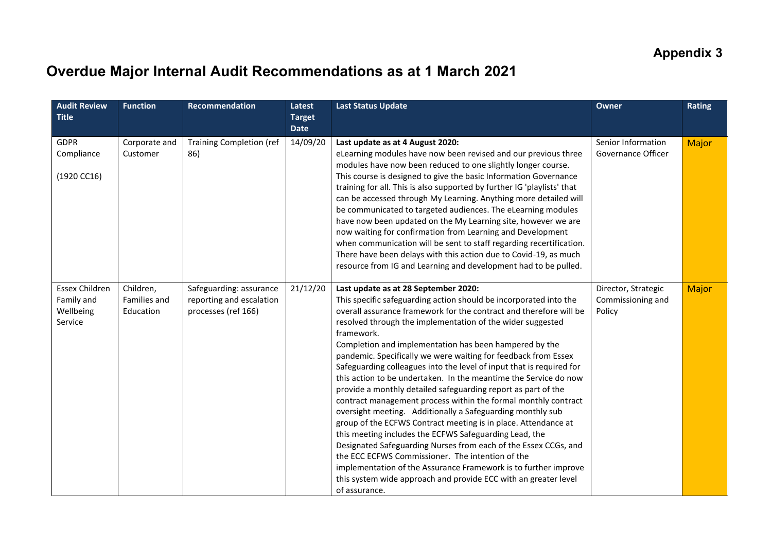**Appendix 3**

# Overdue Major Internal Audit Recommendations as at 1 March 2021

| Audit Review Title | Function | Recommendation | Latest Target Date | Last Status Update | Owner | Rating |
|---|---|---|---|---|---|---|
| GDPR Compliance<br><br>(1920 CC16) | Corporate and Customer | Training Completion (ref 86) | 14/09/20 | **Last update as at 4 August 2020:**<br>eLearning modules have now been revised and our previous three modules have now been reduced to one slightly longer course. This course is designed to give the basic Information Governance training for all. This is also supported by further IG 'playlists' that can be accessed through My Learning. Anything more detailed will be communicated to targeted audiences. The eLearning modules have now been updated on the My Learning site, however we are now waiting for confirmation from Learning and Development when communication will be sent to staff regarding recertification. There have been delays with this action due to Covid-19, as much resource from IG and Learning and development had to be pulled. | Senior Information Governance Officer | Major |
| Essex Children Family and Wellbeing Service | Children, Families and Education | Safeguarding: assurance reporting and escalation processes (ref 166) | 21/12/20 | **Last update as at 28 September 2020:**<br>This specific safeguarding action should be incorporated into the overall assurance framework for the contract and therefore will be resolved through the implementation of the wider suggested framework.<br>Completion and implementation has been hampered by the pandemic. Specifically we were waiting for feedback from Essex Safeguarding colleagues into the level of input that is required for this action to be undertaken. In the meantime the Service do now provide a monthly detailed safeguarding report as part of the contract management process within the formal monthly contract oversight meeting. Additionally a Safeguarding monthly sub group of the ECFWS Contract meeting is in place. Attendance at this meeting includes the ECFWS Safeguarding Lead, the Designated Safeguarding Nurses from each of the Essex CCGs, and the ECC ECFWS Commissioner. The intention of the implementation of the Assurance Framework is to further improve this system wide approach and provide ECC with an greater level of assurance. | Director, Strategic Commissioning and Policy | Major |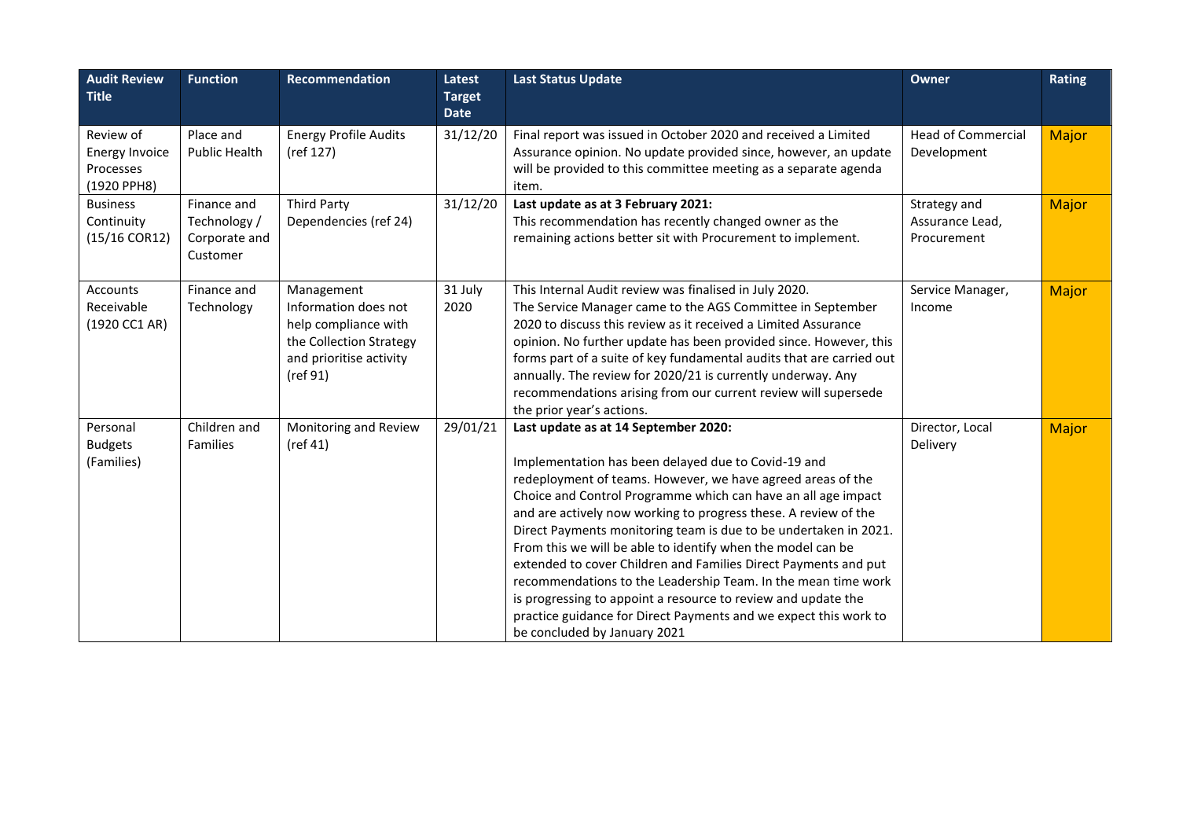| Audit Review Title | Function | Recommendation | Latest Target Date | Last Status Update | Owner | Rating |
|---|---|---|---|---|---|---|
| Review of Energy Invoice Processes (1920 PPH8) | Place and Public Health | Energy Profile Audits (ref 127) | 31/12/20 | Final report was issued in October 2020 and received a Limited Assurance opinion. No update provided since, however, an update will be provided to this committee meeting as a separate agenda item. | Head of Commercial Development | Major |
| Business Continuity (15/16 COR12) | Finance and Technology / Corporate and Customer | Third Party Dependencies (ref 24) | 31/12/20 | **Last update as at 3 February 2021:** This recommendation has recently changed owner as the remaining actions better sit with Procurement to implement. | Strategy and Assurance Lead, Procurement | Major |
| Accounts Receivable (1920 CC1 AR) | Finance and Technology | Management Information does not help compliance with the Collection Strategy and prioritise activity (ref 91) | 31 July 2020 | This Internal Audit review was finalised in July 2020. The Service Manager came to the AGS Committee in September 2020 to discuss this review as it received a Limited Assurance opinion. No further update has been provided since. However, this forms part of a suite of key fundamental audits that are carried out annually. The review for 2020/21 is currently underway. Any recommendations arising from our current review will supersede the prior year's actions. | Service Manager, Income | Major |
| Personal Budgets (Families) | Children and Families | Monitoring and Review (ref 41) | 29/01/21 | **Last update as at 14 September 2020:** Implementation has been delayed due to Covid-19 and redeployment of teams. However, we have agreed areas of the Choice and Control Programme which can have an all age impact and are actively now working to progress these. A review of the Direct Payments monitoring team is due to be undertaken in 2021. From this we will be able to identify when the model can be extended to cover Children and Families Direct Payments and put recommendations to the Leadership Team. In the mean time work is progressing to appoint a resource to review and update the practice guidance for Direct Payments and we expect this work to be concluded by January 2021 | Director, Local Delivery | Major |